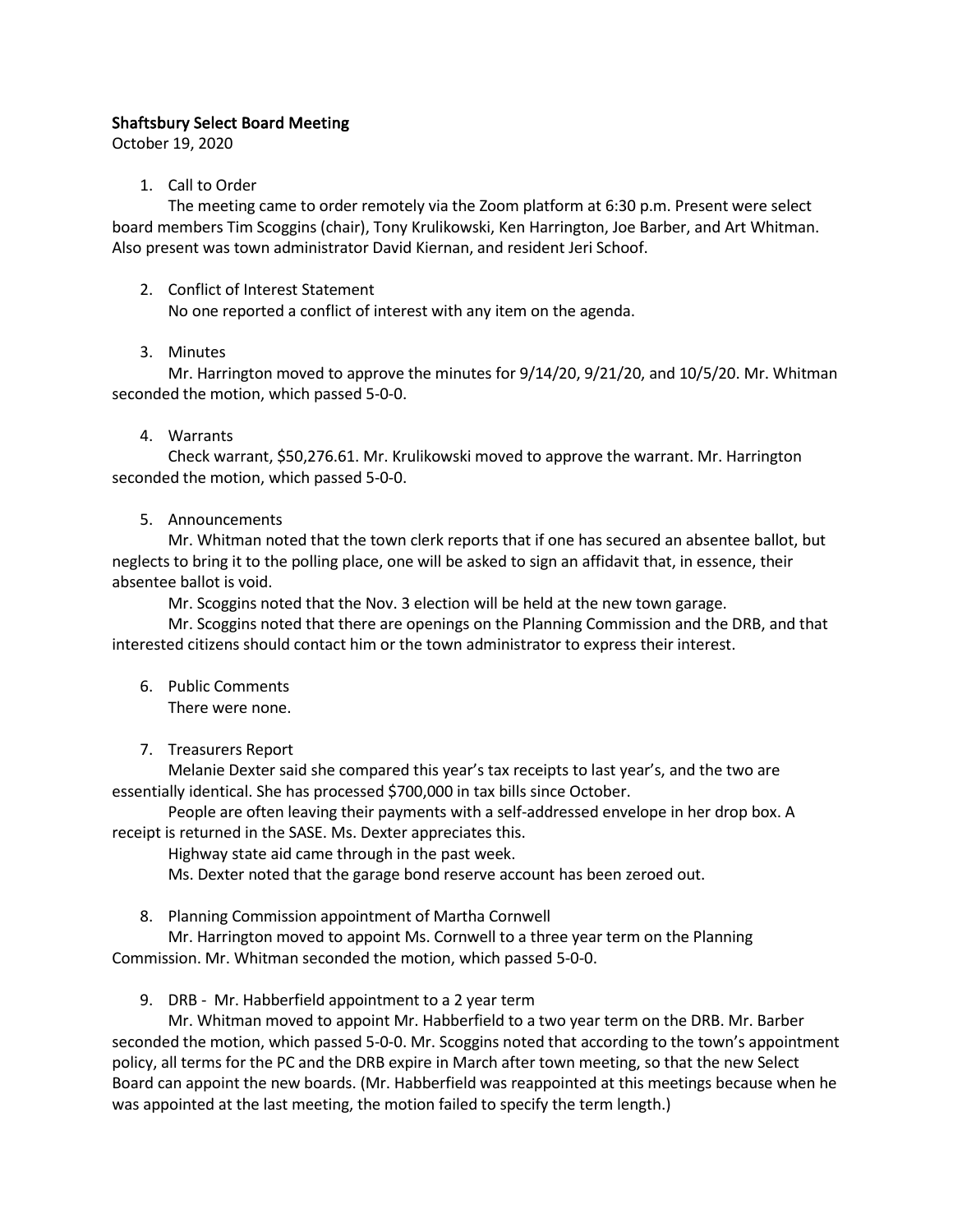## Shaftsbury Select Board Meeting

October 19, 2020

1. Call to Order

   The meeting came to order remotely via the Zoom platform at 6:30 p.m. Present were select board members Tim Scoggins (chair), Tony Krulikowski, Ken Harrington, Joe Barber, and Art Whitman. Also present was town administrator David Kiernan, and resident Jeri Schoof.

2. Conflict of Interest Statement

   No one reported a conflict of interest with any item on the agenda.

3. Minutes

   Mr. Harrington moved to approve the minutes for 9/14/20, 9/21/20, and 10/5/20. Mr. Whitman seconded the motion, which passed 5-0-0.

4. Warrants

   Check warrant, $50,276.61. Mr. Krulikowski moved to approve the warrant. Mr. Harrington seconded the motion, which passed 5-0-0.

5. Announcements

   Mr. Whitman noted that the town clerk reports that if one has secured an absentee ballot, but neglects to bring it to the polling place, one will be asked to sign an affidavit that, in essence, their absentee ballot is void.

   Mr. Scoggins noted that the Nov. 3 election will be held at the new town garage.

   Mr. Scoggins noted that there are openings on the Planning Commission and the DRB, and that interested citizens should contact him or the town administrator to express their interest.

6. Public Comments

   There were none.

7. Treasurers Report

   Melanie Dexter said she compared this year's tax receipts to last year's, and the two are essentially identical. She has processed $700,000 in tax bills since October.

   People are often leaving their payments with a self-addressed envelope in her drop box. A receipt is returned in the SASE. Ms. Dexter appreciates this.

   Highway state aid came through in the past week.

   Ms. Dexter noted that the garage bond reserve account has been zeroed out.

8. Planning Commission appointment of Martha Cornwell

   Mr. Harrington moved to appoint Ms. Cornwell to a three year term on the Planning Commission. Mr. Whitman seconded the motion, which passed 5-0-0.

9. DRB - Mr. Habberfield appointment to a 2 year term

   Mr. Whitman moved to appoint Mr. Habberfield to a two year term on the DRB. Mr. Barber seconded the motion, which passed 5-0-0. Mr. Scoggins noted that according to the town's appointment policy, all terms for the PC and the DRB expire in March after town meeting, so that the new Select Board can appoint the new boards. (Mr. Habberfield was reappointed at this meetings because when he was appointed at the last meeting, the motion failed to specify the term length.)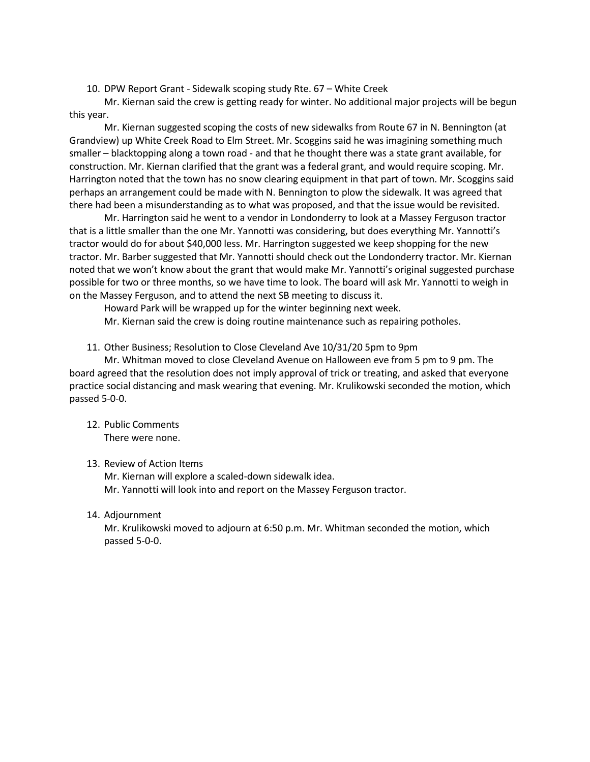10. DPW Report Grant - Sidewalk scoping study Rte. 67 – White Creek

Mr. Kiernan said the crew is getting ready for winter. No additional major projects will be begun this year.

Mr. Kiernan suggested scoping the costs of new sidewalks from Route 67 in N. Bennington (at Grandview) up White Creek Road to Elm Street. Mr. Scoggins said he was imagining something much smaller – blacktopping along a town road - and that he thought there was a state grant available, for construction. Mr. Kiernan clarified that the grant was a federal grant, and would require scoping. Mr. Harrington noted that the town has no snow clearing equipment in that part of town. Mr. Scoggins said perhaps an arrangement could be made with N. Bennington to plow the sidewalk. It was agreed that there had been a misunderstanding as to what was proposed, and that the issue would be revisited.

Mr. Harrington said he went to a vendor in Londonderry to look at a Massey Ferguson tractor that is a little smaller than the one Mr. Yannotti was considering, but does everything Mr. Yannotti's tractor would do for about $40,000 less. Mr. Harrington suggested we keep shopping for the new tractor. Mr. Barber suggested that Mr. Yannotti should check out the Londonderry tractor. Mr. Kiernan noted that we won't know about the grant that would make Mr. Yannotti's original suggested purchase possible for two or three months, so we have time to look. The board will ask Mr. Yannotti to weigh in on the Massey Ferguson, and to attend the next SB meeting to discuss it.

Howard Park will be wrapped up for the winter beginning next week.

Mr. Kiernan said the crew is doing routine maintenance such as repairing potholes.

11. Other Business; Resolution to Close Cleveland Ave 10/31/20 5pm to 9pm

Mr. Whitman moved to close Cleveland Avenue on Halloween eve from 5 pm to 9 pm. The board agreed that the resolution does not imply approval of trick or treating, and asked that everyone practice social distancing and mask wearing that evening. Mr. Krulikowski seconded the motion, which passed 5-0-0.

12. Public Comments

There were none.

13. Review of Action Items

Mr. Kiernan will explore a scaled-down sidewalk idea.

Mr. Yannotti will look into and report on the Massey Ferguson tractor.

14. Adjournment

Mr. Krulikowski moved to adjourn at 6:50 p.m. Mr. Whitman seconded the motion, which passed 5-0-0.